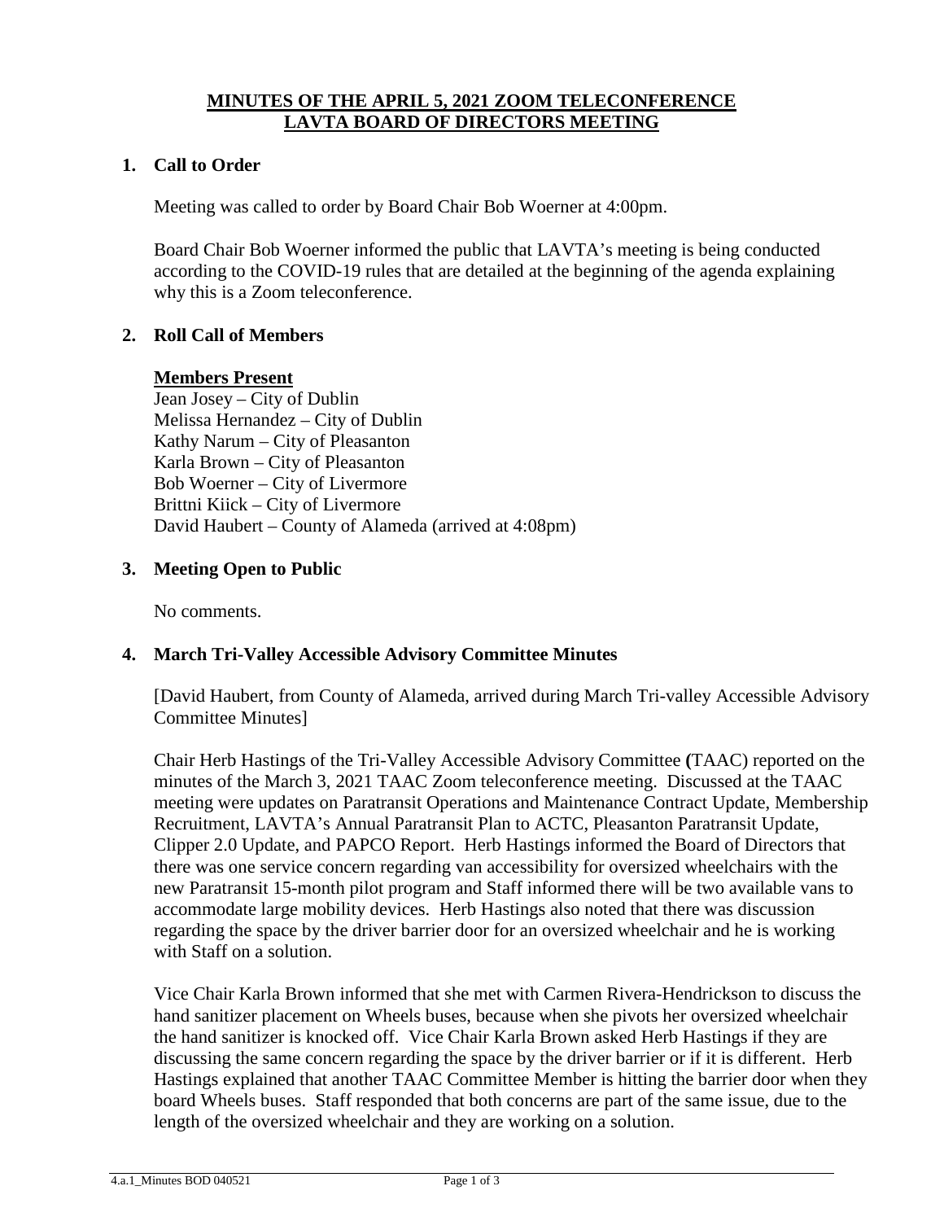# MINUTES OF THE APRIL 5, 2021 ZOOM TELECONFERENCE LAVTA BOARD OF DIRECTORS MEETING

## 1. Call to Order

Meeting was called to order by Board Chair Bob Woerner at 4:00pm.

Board Chair Bob Woerner informed the public that LAVTA's meeting is being conducted according to the COVID-19 rules that are detailed at the beginning of the agenda explaining why this is a Zoom teleconference.

## 2. Roll Call of Members

**Members Present**

Jean Josey – City of Dublin
Melissa Hernandez – City of Dublin
Kathy Narum – City of Pleasanton
Karla Brown – City of Pleasanton
Bob Woerner – City of Livermore
Brittni Kiick – City of Livermore
David Haubert – County of Alameda (arrived at 4:08pm)

## 3. Meeting Open to Public

No comments.

## 4. March Tri-Valley Accessible Advisory Committee Minutes

[David Haubert, from County of Alameda, arrived during March Tri-valley Accessible Advisory Committee Minutes]

Chair Herb Hastings of the Tri-Valley Accessible Advisory Committee **(**TAAC) reported on the minutes of the March 3, 2021 TAAC Zoom teleconference meeting. Discussed at the TAAC meeting were updates on Paratransit Operations and Maintenance Contract Update, Membership Recruitment, LAVTA's Annual Paratransit Plan to ACTC, Pleasanton Paratransit Update, Clipper 2.0 Update, and PAPCO Report. Herb Hastings informed the Board of Directors that there was one service concern regarding van accessibility for oversized wheelchairs with the new Paratransit 15-month pilot program and Staff informed there will be two available vans to accommodate large mobility devices. Herb Hastings also noted that there was discussion regarding the space by the driver barrier door for an oversized wheelchair and he is working with Staff on a solution.

Vice Chair Karla Brown informed that she met with Carmen Rivera-Hendrickson to discuss the hand sanitizer placement on Wheels buses, because when she pivots her oversized wheelchair the hand sanitizer is knocked off. Vice Chair Karla Brown asked Herb Hastings if they are discussing the same concern regarding the space by the driver barrier or if it is different. Herb Hastings explained that another TAAC Committee Member is hitting the barrier door when they board Wheels buses. Staff responded that both concerns are part of the same issue, due to the length of the oversized wheelchair and they are working on a solution.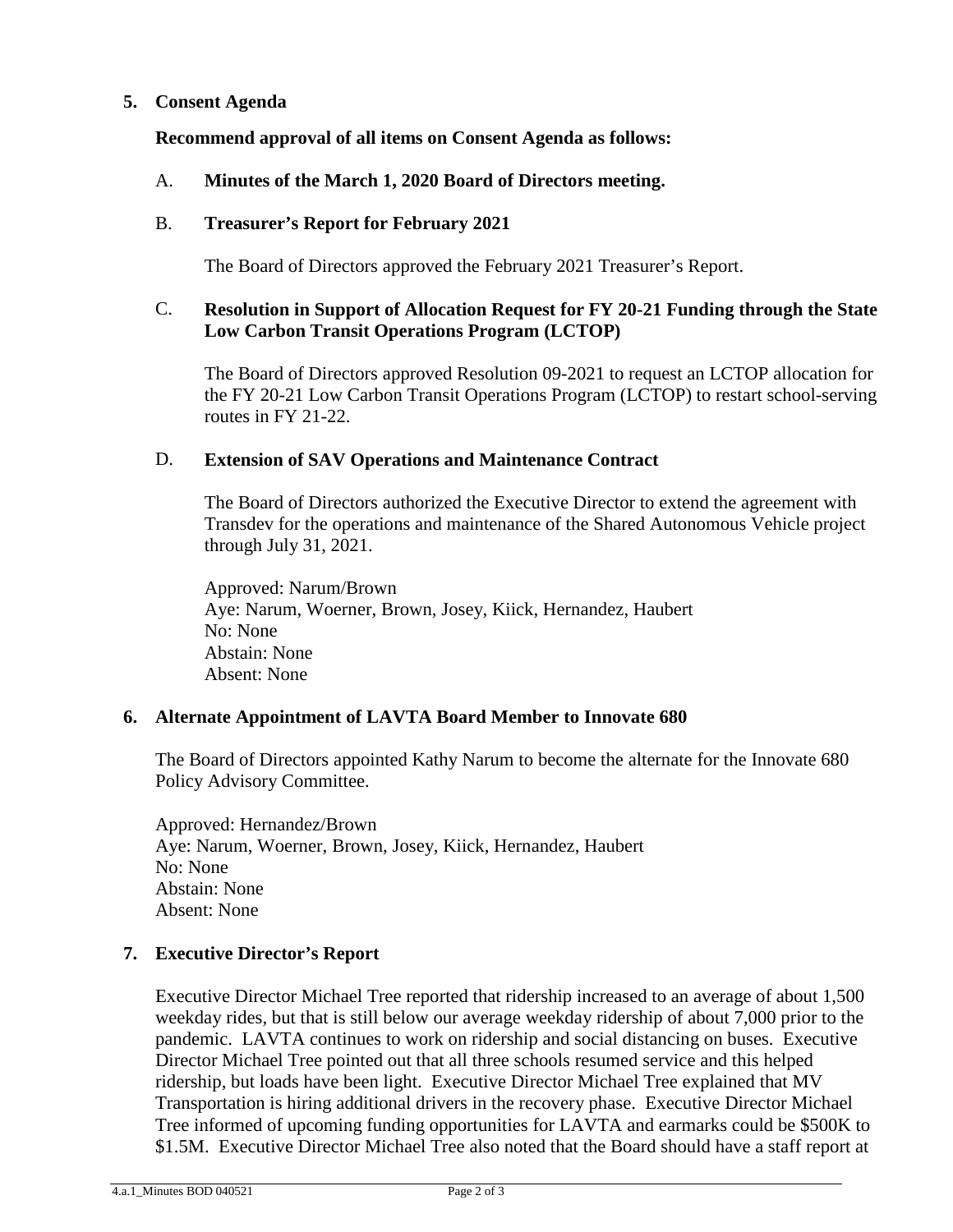## 5. Consent Agenda

**Recommend approval of all items on Consent Agenda as follows:**

A. **Minutes of the March 1, 2020 Board of Directors meeting.**

B. **Treasurer's Report for February 2021**

The Board of Directors approved the February 2021 Treasurer's Report.

C. **Resolution in Support of Allocation Request for FY 20-21 Funding through the State Low Carbon Transit Operations Program (LCTOP)**

The Board of Directors approved Resolution 09-2021 to request an LCTOP allocation for the FY 20-21 Low Carbon Transit Operations Program (LCTOP) to restart school-serving routes in FY 21-22.

D. **Extension of SAV Operations and Maintenance Contract**

The Board of Directors authorized the Executive Director to extend the agreement with Transdev for the operations and maintenance of the Shared Autonomous Vehicle project through July 31, 2021.

Approved: Narum/Brown
Aye: Narum, Woerner, Brown, Josey, Kiick, Hernandez, Haubert
No: None
Abstain: None
Absent: None

## 6. Alternate Appointment of LAVTA Board Member to Innovate 680

The Board of Directors appointed Kathy Narum to become the alternate for the Innovate 680 Policy Advisory Committee.

Approved: Hernandez/Brown
Aye: Narum, Woerner, Brown, Josey, Kiick, Hernandez, Haubert
No: None
Abstain: None
Absent: None

## 7. Executive Director's Report

Executive Director Michael Tree reported that ridership increased to an average of about 1,500 weekday rides, but that is still below our average weekday ridership of about 7,000 prior to the pandemic. LAVTA continues to work on ridership and social distancing on buses. Executive Director Michael Tree pointed out that all three schools resumed service and this helped ridership, but loads have been light. Executive Director Michael Tree explained that MV Transportation is hiring additional drivers in the recovery phase. Executive Director Michael Tree informed of upcoming funding opportunities for LAVTA and earmarks could be \$500K to \$1.5M. Executive Director Michael Tree also noted that the Board should have a staff report at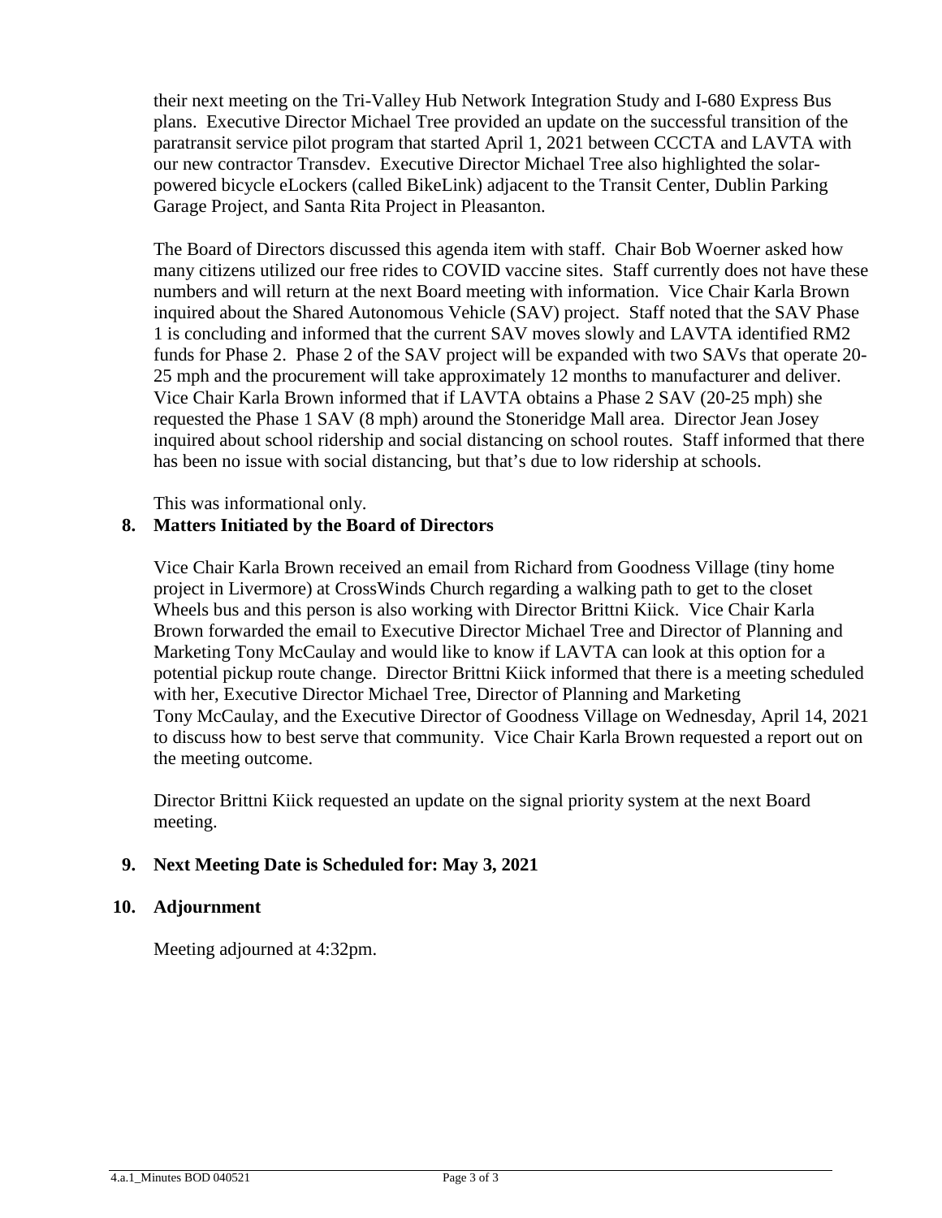their next meeting on the Tri-Valley Hub Network Integration Study and I-680 Express Bus plans. Executive Director Michael Tree provided an update on the successful transition of the paratransit service pilot program that started April 1, 2021 between CCCTA and LAVTA with our new contractor Transdev. Executive Director Michael Tree also highlighted the solar-powered bicycle eLockers (called BikeLink) adjacent to the Transit Center, Dublin Parking Garage Project, and Santa Rita Project in Pleasanton.

The Board of Directors discussed this agenda item with staff. Chair Bob Woerner asked how many citizens utilized our free rides to COVID vaccine sites. Staff currently does not have these numbers and will return at the next Board meeting with information. Vice Chair Karla Brown inquired about the Shared Autonomous Vehicle (SAV) project. Staff noted that the SAV Phase 1 is concluding and informed that the current SAV moves slowly and LAVTA identified RM2 funds for Phase 2. Phase 2 of the SAV project will be expanded with two SAVs that operate 20-25 mph and the procurement will take approximately 12 months to manufacturer and deliver. Vice Chair Karla Brown informed that if LAVTA obtains a Phase 2 SAV (20-25 mph) she requested the Phase 1 SAV (8 mph) around the Stoneridge Mall area. Director Jean Josey inquired about school ridership and social distancing on school routes. Staff informed that there has been no issue with social distancing, but that's due to low ridership at schools.

This was informational only.

## 8. Matters Initiated by the Board of Directors

Vice Chair Karla Brown received an email from Richard from Goodness Village (tiny home project in Livermore) at CrossWinds Church regarding a walking path to get to the closet Wheels bus and this person is also working with Director Brittni Kiick. Vice Chair Karla Brown forwarded the email to Executive Director Michael Tree and Director of Planning and Marketing Tony McCaulay and would like to know if LAVTA can look at this option for a potential pickup route change. Director Brittni Kiick informed that there is a meeting scheduled with her, Executive Director Michael Tree, Director of Planning and Marketing Tony McCaulay, and the Executive Director of Goodness Village on Wednesday, April 14, 2021 to discuss how to best serve that community. Vice Chair Karla Brown requested a report out on the meeting outcome.

Director Brittni Kiick requested an update on the signal priority system at the next Board meeting.

## 9. Next Meeting Date is Scheduled for: May 3, 2021

## 10. Adjournment

Meeting adjourned at 4:32pm.

4.a.1_Minutes BOD 040521